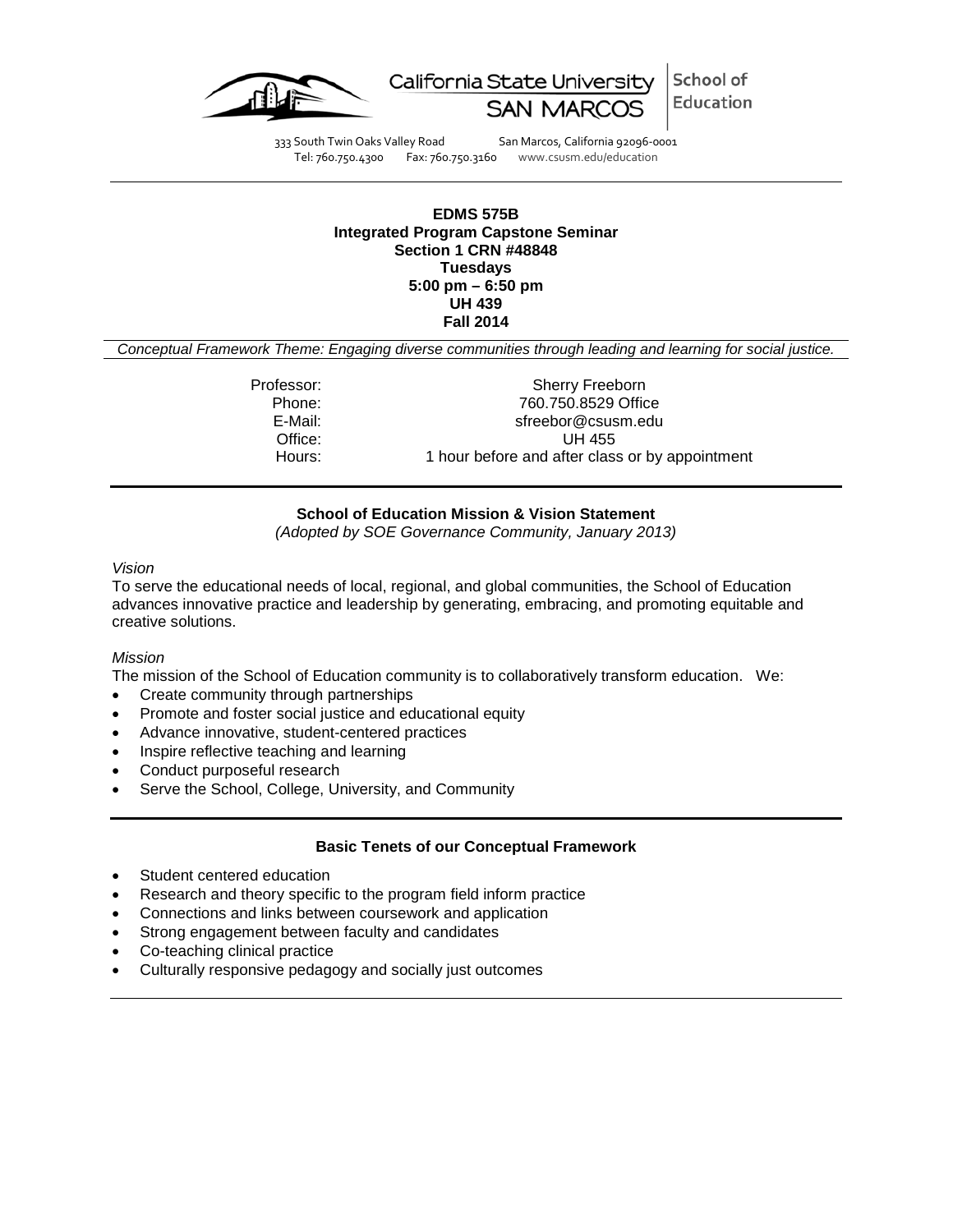California State University SAN MARCOS | School of Education

333 South Twin Oaks Valley Road San Marcos, California 92096-0001
Tel: 760.750.4300 Fax: 760.750.3160 www.csusm.edu/education

---

**EDMS 575B**
**Integrated Program Capstone Seminar**
**Section 1 CRN #48848**
**Tuesdays**
**5:00 pm – 6:50 pm**
**UH 439**
**Fall 2014**

*Conceptual Framework Theme: Engaging diverse communities through leading and learning for social justice.*

| | |
|---|---|
| Professor: | Sherry Freeborn |
| Phone: | 760.750.8529 Office |
| E-Mail: | sfreebor@csusm.edu |
| Office: | UH 455 |
| Hours: | 1 hour before and after class or by appointment |

---

**School of Education Mission & Vision Statement**
*(Adopted by SOE Governance Community, January 2013)*

*Vision*
To serve the educational needs of local, regional, and global communities, the School of Education advances innovative practice and leadership by generating, embracing, and promoting equitable and creative solutions.

*Mission*
The mission of the School of Education community is to collaboratively transform education. We:

- Create community through partnerships
- Promote and foster social justice and educational equity
- Advance innovative, student-centered practices
- Inspire reflective teaching and learning
- Conduct purposeful research
- Serve the School, College, University, and Community

---

**Basic Tenets of our Conceptual Framework**

- Student centered education
- Research and theory specific to the program field inform practice
- Connections and links between coursework and application
- Strong engagement between faculty and candidates
- Co-teaching clinical practice
- Culturally responsive pedagogy and socially just outcomes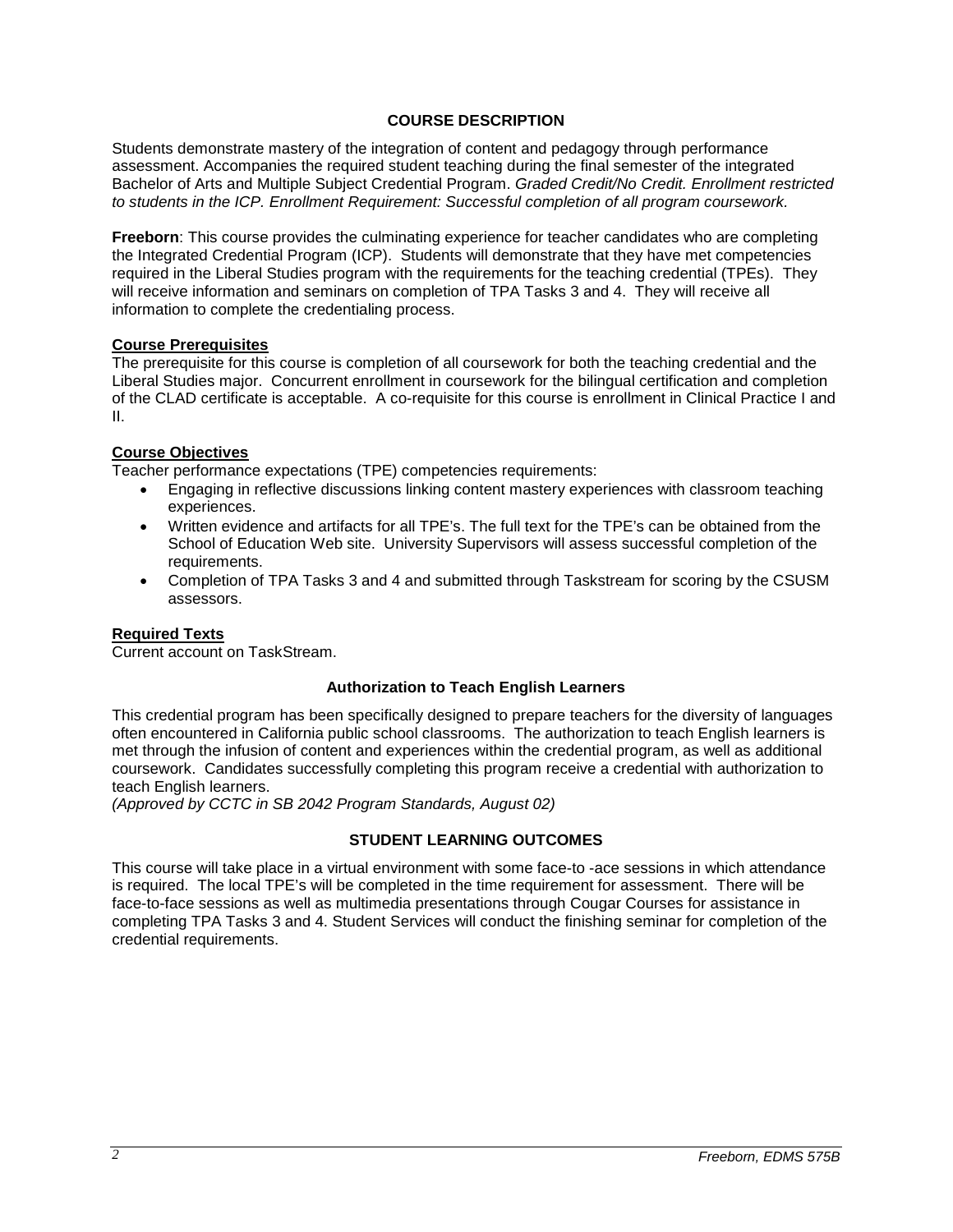## COURSE DESCRIPTION

Students demonstrate mastery of the integration of content and pedagogy through performance assessment. Accompanies the required student teaching during the final semester of the integrated Bachelor of Arts and Multiple Subject Credential Program. *Graded Credit/No Credit. Enrollment restricted to students in the ICP. Enrollment Requirement: Successful completion of all program coursework.*

**Freeborn**: This course provides the culminating experience for teacher candidates who are completing the Integrated Credential Program (ICP). Students will demonstrate that they have met competencies required in the Liberal Studies program with the requirements for the teaching credential (TPEs). They will receive information and seminars on completion of TPA Tasks 3 and 4. They will receive all information to complete the credentialing process.

### Course Prerequisites

The prerequisite for this course is completion of all coursework for both the teaching credential and the Liberal Studies major. Concurrent enrollment in coursework for the bilingual certification and completion of the CLAD certificate is acceptable. A co-requisite for this course is enrollment in Clinical Practice I and II.

### Course Objectives

Teacher performance expectations (TPE) competencies requirements:

- Engaging in reflective discussions linking content mastery experiences with classroom teaching experiences.
- Written evidence and artifacts for all TPE's. The full text for the TPE's can be obtained from the School of Education Web site. University Supervisors will assess successful completion of the requirements.
- Completion of TPA Tasks 3 and 4 and submitted through Taskstream for scoring by the CSUSM assessors.

### Required Texts

Current account on TaskStream.

### Authorization to Teach English Learners

This credential program has been specifically designed to prepare teachers for the diversity of languages often encountered in California public school classrooms. The authorization to teach English learners is met through the infusion of content and experiences within the credential program, as well as additional coursework. Candidates successfully completing this program receive a credential with authorization to teach English learners.
*(Approved by CCTC in SB 2042 Program Standards, August 02)*

## STUDENT LEARNING OUTCOMES

This course will take place in a virtual environment with some face-to -ace sessions in which attendance is required. The local TPE's will be completed in the time requirement for assessment. There will be face-to-face sessions as well as multimedia presentations through Cougar Courses for assistance in completing TPA Tasks 3 and 4. Student Services will conduct the finishing seminar for completion of the credential requirements.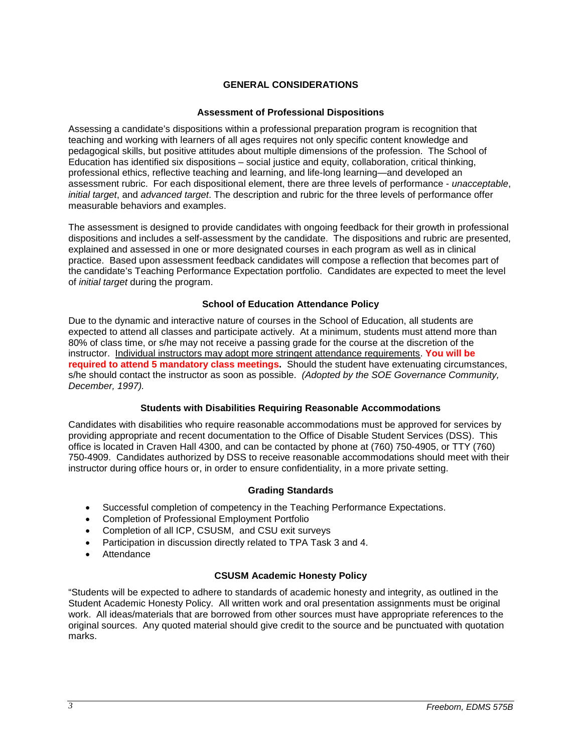## GENERAL CONSIDERATIONS

### Assessment of Professional Dispositions

Assessing a candidate's dispositions within a professional preparation program is recognition that teaching and working with learners of all ages requires not only specific content knowledge and pedagogical skills, but positive attitudes about multiple dimensions of the profession. The School of Education has identified six dispositions – social justice and equity, collaboration, critical thinking, professional ethics, reflective teaching and learning, and life-long learning—and developed an assessment rubric. For each dispositional element, there are three levels of performance - *unacceptable*, *initial target*, and *advanced target*. The description and rubric for the three levels of performance offer measurable behaviors and examples.

The assessment is designed to provide candidates with ongoing feedback for their growth in professional dispositions and includes a self-assessment by the candidate. The dispositions and rubric are presented, explained and assessed in one or more designated courses in each program as well as in clinical practice. Based upon assessment feedback candidates will compose a reflection that becomes part of the candidate's Teaching Performance Expectation portfolio. Candidates are expected to meet the level of *initial target* during the program.

### School of Education Attendance Policy

Due to the dynamic and interactive nature of courses in the School of Education, all students are expected to attend all classes and participate actively. At a minimum, students must attend more than 80% of class time, or s/he may not receive a passing grade for the course at the discretion of the instructor. <u>Individual instructors may adopt more stringent attendance requirements</u>. **You will be required to attend 5 mandatory class meetings.** Should the student have extenuating circumstances, s/he should contact the instructor as soon as possible. *(Adopted by the SOE Governance Community, December, 1997).*

### Students with Disabilities Requiring Reasonable Accommodations

Candidates with disabilities who require reasonable accommodations must be approved for services by providing appropriate and recent documentation to the Office of Disable Student Services (DSS). This office is located in Craven Hall 4300, and can be contacted by phone at (760) 750-4905, or TTY (760) 750-4909. Candidates authorized by DSS to receive reasonable accommodations should meet with their instructor during office hours or, in order to ensure confidentiality, in a more private setting.

### Grading Standards

- Successful completion of competency in the Teaching Performance Expectations.
- Completion of Professional Employment Portfolio
- Completion of all ICP, CSUSM, and CSU exit surveys
- Participation in discussion directly related to TPA Task 3 and 4.
- Attendance

### CSUSM Academic Honesty Policy

"Students will be expected to adhere to standards of academic honesty and integrity, as outlined in the Student Academic Honesty Policy. All written work and oral presentation assignments must be original work. All ideas/materials that are borrowed from other sources must have appropriate references to the original sources. Any quoted material should give credit to the source and be punctuated with quotation marks.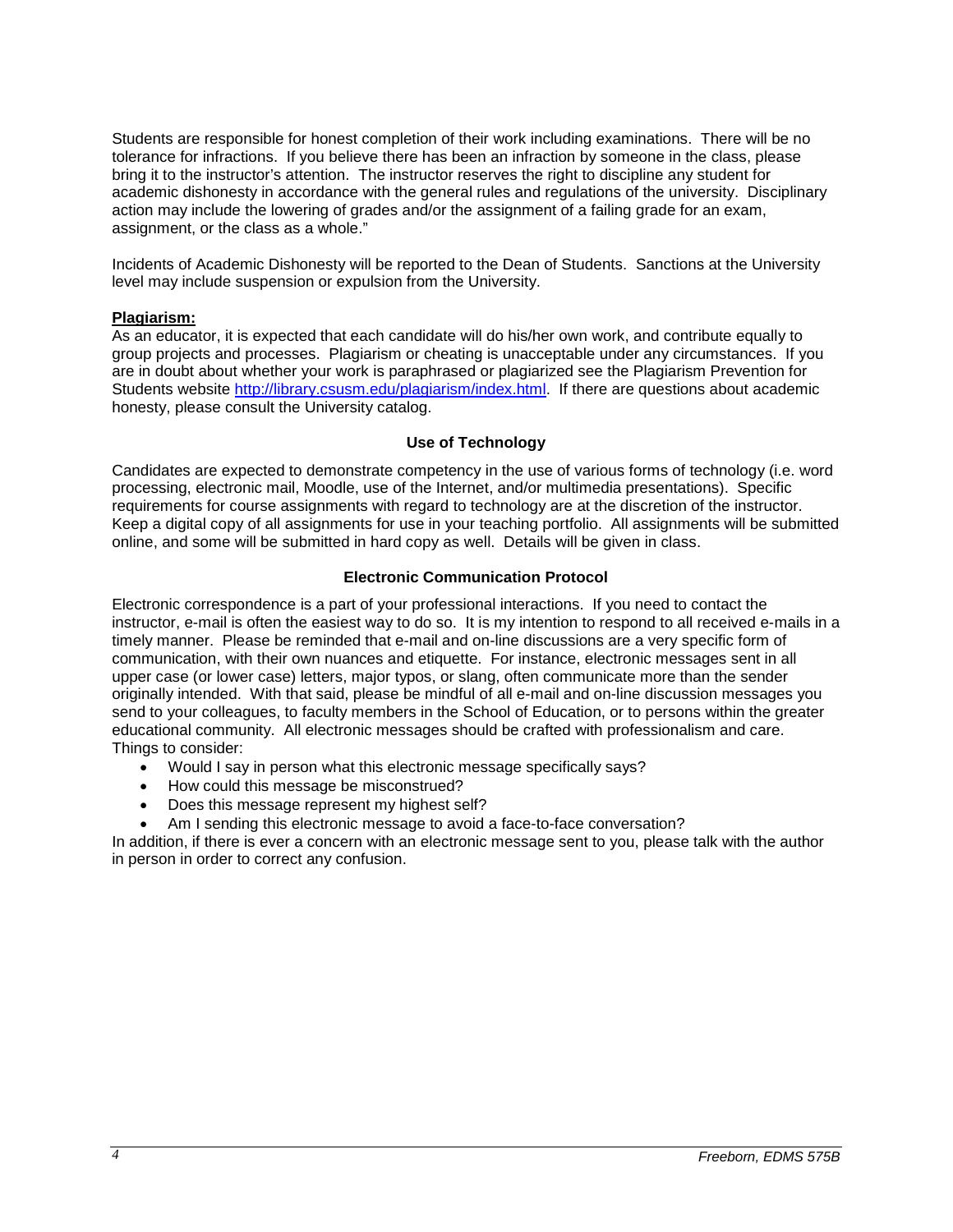Students are responsible for honest completion of their work including examinations. There will be no tolerance for infractions. If you believe there has been an infraction by someone in the class, please bring it to the instructor's attention. The instructor reserves the right to discipline any student for academic dishonesty in accordance with the general rules and regulations of the university. Disciplinary action may include the lowering of grades and/or the assignment of a failing grade for an exam, assignment, or the class as a whole."

Incidents of Academic Dishonesty will be reported to the Dean of Students. Sanctions at the University level may include suspension or expulsion from the University.

**Plagiarism:**

As an educator, it is expected that each candidate will do his/her own work, and contribute equally to group projects and processes. Plagiarism or cheating is unacceptable under any circumstances. If you are in doubt about whether your work is paraphrased or plagiarized see the Plagiarism Prevention for Students website http://library.csusm.edu/plagiarism/index.html. If there are questions about academic honesty, please consult the University catalog.

## Use of Technology

Candidates are expected to demonstrate competency in the use of various forms of technology (i.e. word processing, electronic mail, Moodle, use of the Internet, and/or multimedia presentations). Specific requirements for course assignments with regard to technology are at the discretion of the instructor. Keep a digital copy of all assignments for use in your teaching portfolio. All assignments will be submitted online, and some will be submitted in hard copy as well. Details will be given in class.

## Electronic Communication Protocol

Electronic correspondence is a part of your professional interactions. If you need to contact the instructor, e-mail is often the easiest way to do so. It is my intention to respond to all received e-mails in a timely manner. Please be reminded that e-mail and on-line discussions are a very specific form of communication, with their own nuances and etiquette. For instance, electronic messages sent in all upper case (or lower case) letters, major typos, or slang, often communicate more than the sender originally intended. With that said, please be mindful of all e-mail and on-line discussion messages you send to your colleagues, to faculty members in the School of Education, or to persons within the greater educational community. All electronic messages should be crafted with professionalism and care. Things to consider:

- Would I say in person what this electronic message specifically says?
- How could this message be misconstrued?
- Does this message represent my highest self?
- Am I sending this electronic message to avoid a face-to-face conversation?

In addition, if there is ever a concern with an electronic message sent to you, please talk with the author in person in order to correct any confusion.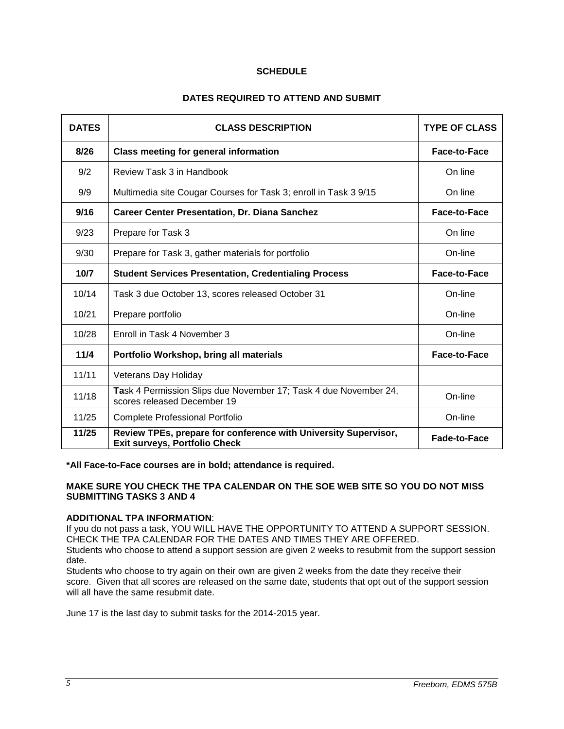**SCHEDULE**

**DATES REQUIRED TO ATTEND AND SUBMIT**

| DATES | CLASS DESCRIPTION | TYPE OF CLASS |
|---|---|---|
| **8/26** | **Class meeting for general information** | **Face-to-Face** |
| 9/2 | Review Task 3 in Handbook | On line |
| 9/9 | Multimedia site Cougar Courses for Task 3; enroll in Task 3 9/15 | On line |
| **9/16** | **Career Center Presentation, Dr. Diana Sanchez** | **Face-to-Face** |
| 9/23 | Prepare for Task 3 | On line |
| 9/30 | Prepare for Task 3, gather materials for portfolio | On-line |
| **10/7** | **Student Services Presentation, Credentialing Process** | **Face-to-Face** |
| 10/14 | Task 3 due October 13, scores released October 31 | On-line |
| 10/21 | Prepare portfolio | On-line |
| 10/28 | Enroll in Task 4 November 3 | On-line |
| **11/4** | **Portfolio Workshop, bring all materials** | **Face-to-Face** |
| 11/11 | Veterans Day Holiday | |
| 11/18 | **Ta**sk 4 Permission Slips due November 17; Task 4 due November 24, scores released December 19 | On-line |
| 11/25 | Complete Professional Portfolio | On-line |
| **11/25** | **Review TPEs, prepare for conference with University Supervisor, Exit surveys, Portfolio Check** | **Fade-to-Face** |

**\*All Face-to-Face courses are in bold; attendance is required.**

**MAKE SURE YOU CHECK THE TPA CALENDAR ON THE SOE WEB SITE SO YOU DO NOT MISS SUBMITTING TASKS 3 AND 4**

**ADDITIONAL TPA INFORMATION**:
If you do not pass a task, YOU WILL HAVE THE OPPORTUNITY TO ATTEND A SUPPORT SESSION. CHECK THE TPA CALENDAR FOR THE DATES AND TIMES THEY ARE OFFERED.
Students who choose to attend a support session are given 2 weeks to resubmit from the support session date.
Students who choose to try again on their own are given 2 weeks from the date they receive their score. Given that all scores are released on the same date, students that opt out of the support session will all have the same resubmit date.

June 17 is the last day to submit tasks for the 2014-2015 year.